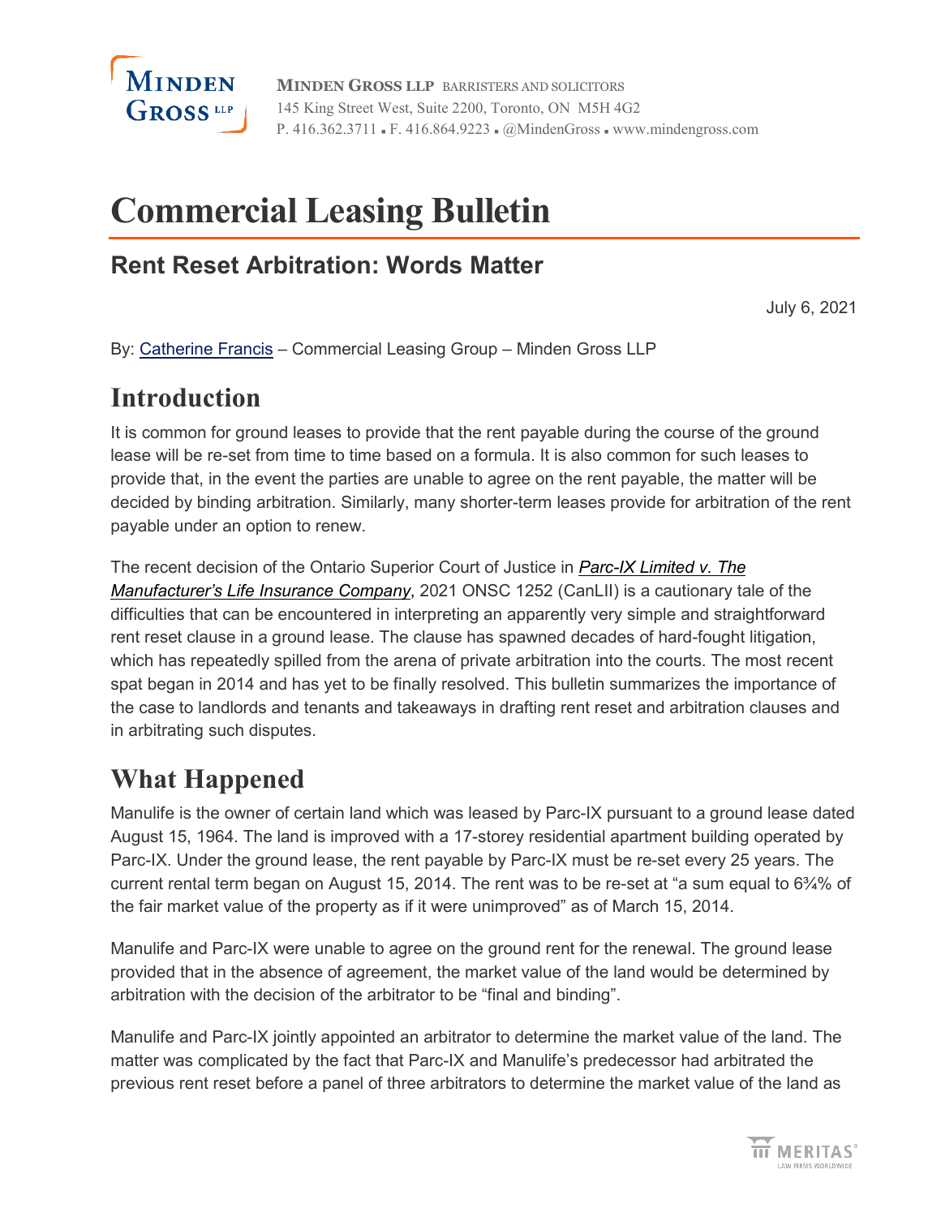MINDEN GROSS LLP BARRISTERS AND SOLICITORS
145 King Street West, Suite 2200, Toronto, ON M5H 4G2
P. 416.362.3711 ▪ F. 416.864.9223 ▪ @MindenGross ▪ www.mindengross.com

# Commercial Leasing Bulletin

## Rent Reset Arbitration: Words Matter

July 6, 2021

By: Catherine Francis – Commercial Leasing Group – Minden Gross LLP

## Introduction

It is common for ground leases to provide that the rent payable during the course of the ground lease will be re-set from time to time based on a formula. It is also common for such leases to provide that, in the event the parties are unable to agree on the rent payable, the matter will be decided by binding arbitration. Similarly, many shorter-term leases provide for arbitration of the rent payable under an option to renew.

The recent decision of the Ontario Superior Court of Justice in ***Parc-IX Limited v. The Manufacturer's Life Insurance Company***, 2021 ONSC 1252 (CanLII) is a cautionary tale of the difficulties that can be encountered in interpreting an apparently very simple and straightforward rent reset clause in a ground lease. The clause has spawned decades of hard-fought litigation, which has repeatedly spilled from the arena of private arbitration into the courts. The most recent spat began in 2014 and has yet to be finally resolved. This bulletin summarizes the importance of the case to landlords and tenants and takeaways in drafting rent reset and arbitration clauses and in arbitrating such disputes.

## What Happened

Manulife is the owner of certain land which was leased by Parc-IX pursuant to a ground lease dated August 15, 1964. The land is improved with a 17-storey residential apartment building operated by Parc-IX. Under the ground lease, the rent payable by Parc-IX must be re-set every 25 years. The current rental term began on August 15, 2014. The rent was to be re-set at "a sum equal to 6¾% of the fair market value of the property as if it were unimproved" as of March 15, 2014.

Manulife and Parc-IX were unable to agree on the ground rent for the renewal. The ground lease provided that in the absence of agreement, the market value of the land would be determined by arbitration with the decision of the arbitrator to be "final and binding".

Manulife and Parc-IX jointly appointed an arbitrator to determine the market value of the land. The matter was complicated by the fact that Parc-IX and Manulife's predecessor had arbitrated the previous rent reset before a panel of three arbitrators to determine the market value of the land as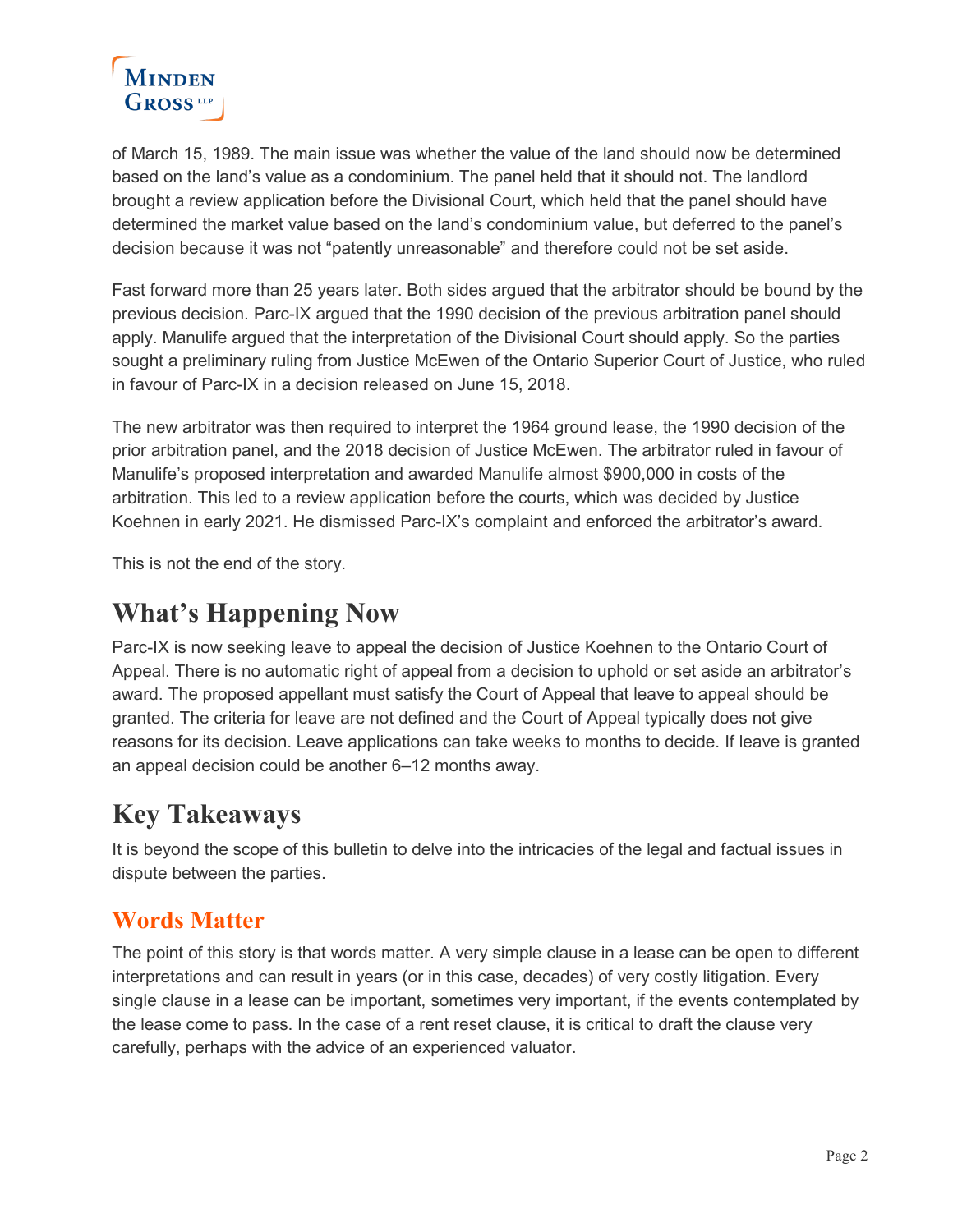of March 15, 1989. The main issue was whether the value of the land should now be determined based on the land's value as a condominium. The panel held that it should not. The landlord brought a review application before the Divisional Court, which held that the panel should have determined the market value based on the land's condominium value, but deferred to the panel's decision because it was not "patently unreasonable" and therefore could not be set aside.

Fast forward more than 25 years later. Both sides argued that the arbitrator should be bound by the previous decision. Parc-IX argued that the 1990 decision of the previous arbitration panel should apply. Manulife argued that the interpretation of the Divisional Court should apply. So the parties sought a preliminary ruling from Justice McEwen of the Ontario Superior Court of Justice, who ruled in favour of Parc-IX in a decision released on June 15, 2018.

The new arbitrator was then required to interpret the 1964 ground lease, the 1990 decision of the prior arbitration panel, and the 2018 decision of Justice McEwen. The arbitrator ruled in favour of Manulife's proposed interpretation and awarded Manulife almost $900,000 in costs of the arbitration. This led to a review application before the courts, which was decided by Justice Koehnen in early 2021. He dismissed Parc-IX's complaint and enforced the arbitrator's award.

This is not the end of the story.

# What's Happening Now

Parc-IX is now seeking leave to appeal the decision of Justice Koehnen to the Ontario Court of Appeal. There is no automatic right of appeal from a decision to uphold or set aside an arbitrator's award. The proposed appellant must satisfy the Court of Appeal that leave to appeal should be granted. The criteria for leave are not defined and the Court of Appeal typically does not give reasons for its decision. Leave applications can take weeks to months to decide. If leave is granted an appeal decision could be another 6–12 months away.

# Key Takeaways

It is beyond the scope of this bulletin to delve into the intricacies of the legal and factual issues in dispute between the parties.

## Words Matter

The point of this story is that words matter. A very simple clause in a lease can be open to different interpretations and can result in years (or in this case, decades) of very costly litigation. Every single clause in a lease can be important, sometimes very important, if the events contemplated by the lease come to pass. In the case of a rent reset clause, it is critical to draft the clause very carefully, perhaps with the advice of an experienced valuator.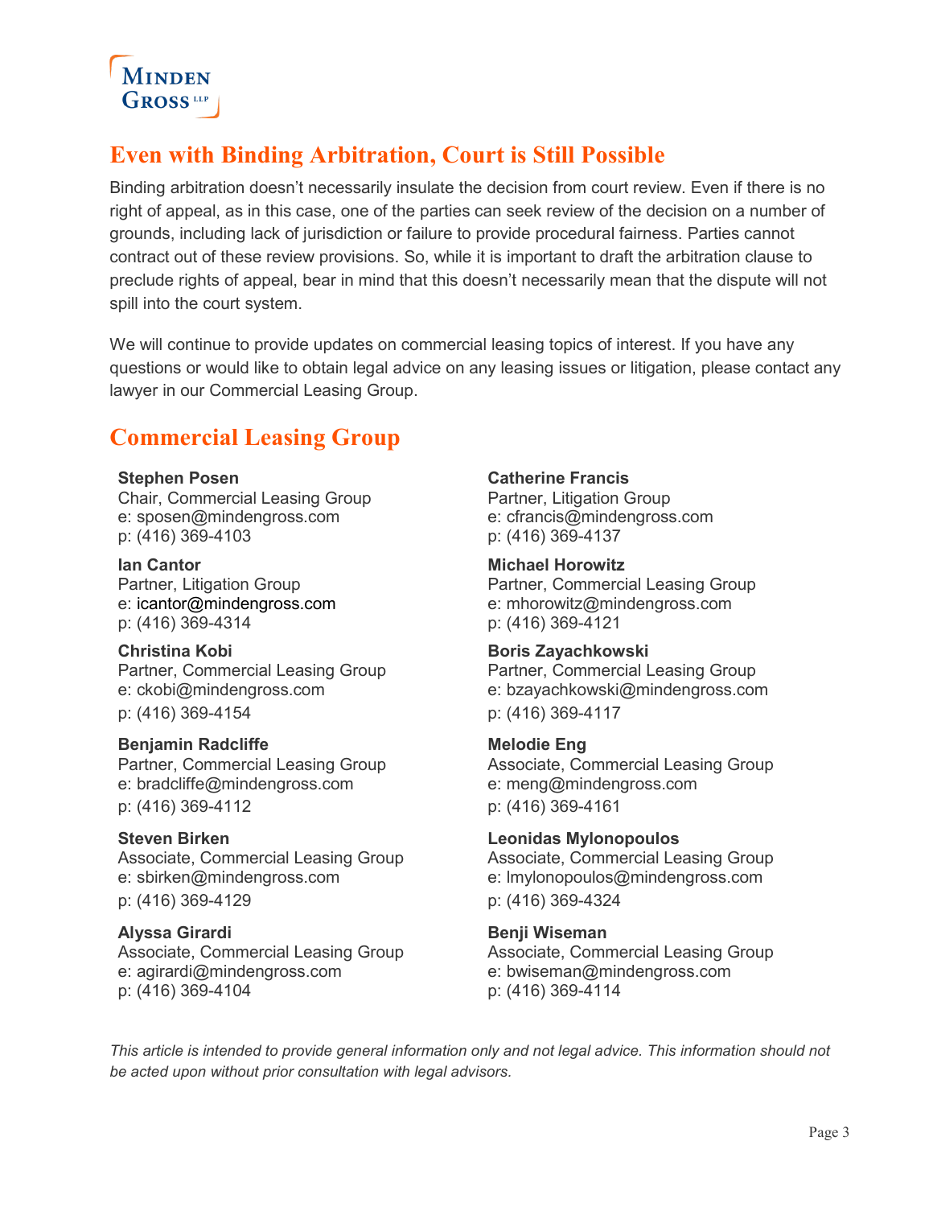## Even with Binding Arbitration, Court is Still Possible

Binding arbitration doesn't necessarily insulate the decision from court review. Even if there is no right of appeal, as in this case, one of the parties can seek review of the decision on a number of grounds, including lack of jurisdiction or failure to provide procedural fairness. Parties cannot contract out of these review provisions. So, while it is important to draft the arbitration clause to preclude rights of appeal, bear in mind that this doesn't necessarily mean that the dispute will not spill into the court system.

We will continue to provide updates on commercial leasing topics of interest. If you have any questions or would like to obtain legal advice on any leasing issues or litigation, please contact any lawyer in our Commercial Leasing Group.

## Commercial Leasing Group

**Stephen Posen**
Chair, Commercial Leasing Group
e: sposen@mindengross.com
p: (416) 369-4103

**Ian Cantor**
Partner, Litigation Group
e: icantor@mindengross.com
p: (416) 369-4314

**Christina Kobi**
Partner, Commercial Leasing Group
e: ckobi@mindengross.com
p: (416) 369-4154

**Benjamin Radcliffe**
Partner, Commercial Leasing Group
e: bradcliffe@mindengross.com
p: (416) 369-4112

**Steven Birken**
Associate, Commercial Leasing Group
e: sbirken@mindengross.com
p: (416) 369-4129

**Alyssa Girardi**
Associate, Commercial Leasing Group
e: agirardi@mindengross.com
p: (416) 369-4104

**Catherine Francis**
Partner, Litigation Group
e: cfrancis@mindengross.com
p: (416) 369-4137

**Michael Horowitz**
Partner, Commercial Leasing Group
e: mhorowitz@mindengross.com
p: (416) 369-4121

**Boris Zayachkowski**
Partner, Commercial Leasing Group
e: bzayachkowski@mindengross.com
p: (416) 369-4117

**Melodie Eng**
Associate, Commercial Leasing Group
e: meng@mindengross.com
p: (416) 369-4161

**Leonidas Mylonopoulos**
Associate, Commercial Leasing Group
e: lmylonopoulos@mindengross.com
p: (416) 369-4324

**Benji Wiseman**
Associate, Commercial Leasing Group
e: bwiseman@mindengross.com
p: (416) 369-4114

*This article is intended to provide general information only and not legal advice. This information should not be acted upon without prior consultation with legal advisors.*